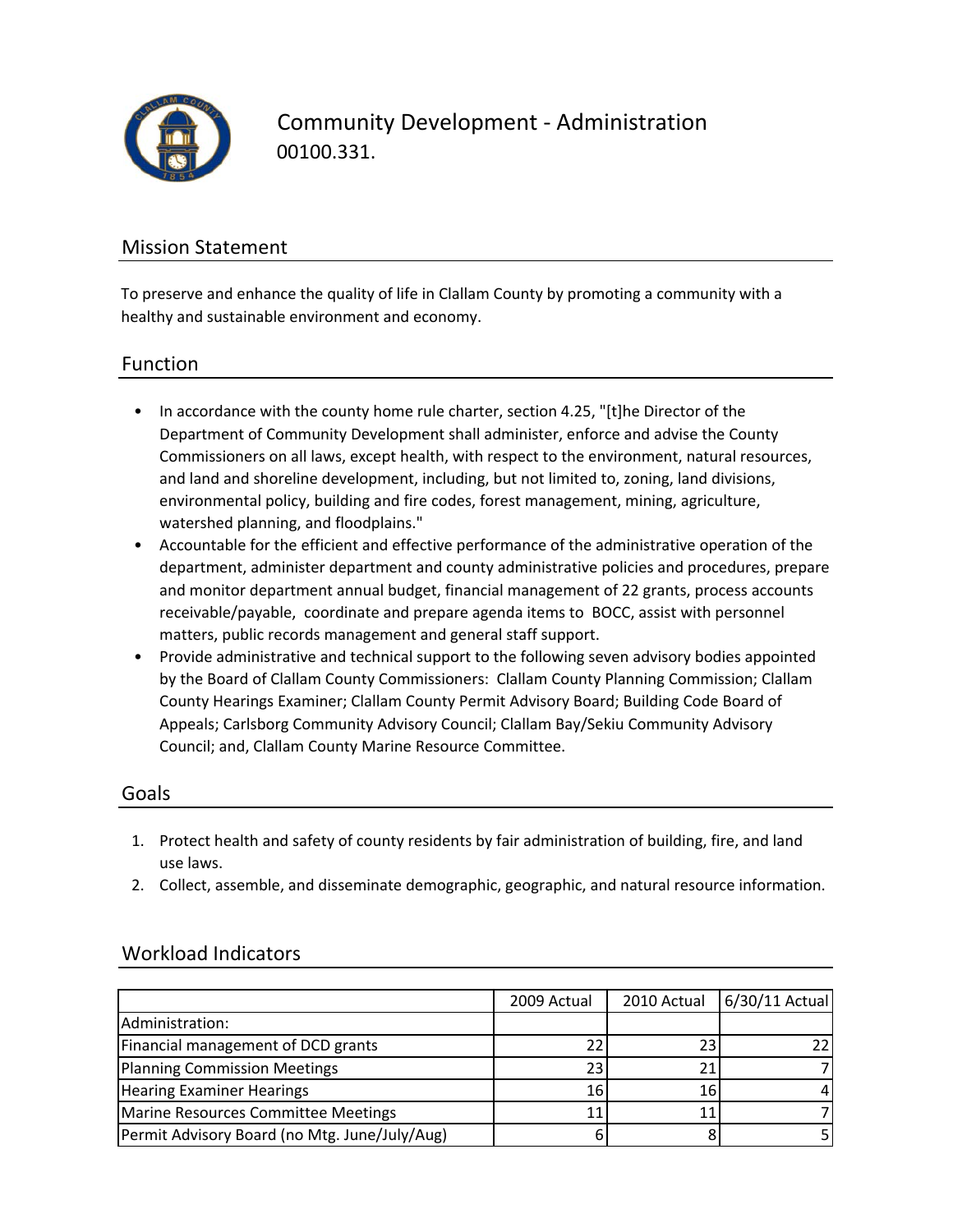# Community Development - Administration

00100.331.

## Mission Statement

To preserve and enhance the quality of life in Clallam County by promoting a community with a healthy and sustainable environment and economy.

## Function

- In accordance with the county home rule charter, section 4.25, "[t]he Director of the Department of Community Development shall administer, enforce and advise the County Commissioners on all laws, except health, with respect to the environment, natural resources, and land and shoreline development, including, but not limited to, zoning, land divisions, environmental policy, building and fire codes, forest management, mining, agriculture, watershed planning, and floodplains."
- Accountable for the efficient and effective performance of the administrative operation of the department, administer department and county administrative policies and procedures, prepare and monitor department annual budget, financial management of 22 grants, process accounts receivable/payable, coordinate and prepare agenda items to BOCC, assist with personnel matters, public records management and general staff support.
- Provide administrative and technical support to the following seven advisory bodies appointed by the Board of Clallam County Commissioners: Clallam County Planning Commission; Clallam County Hearings Examiner; Clallam County Permit Advisory Board; Building Code Board of Appeals; Carlsborg Community Advisory Council; Clallam Bay/Sekiu Community Advisory Council; and, Clallam County Marine Resource Committee.

## Goals

1. Protect health and safety of county residents by fair administration of building, fire, and land use laws.
2. Collect, assemble, and disseminate demographic, geographic, and natural resource information.

## Workload Indicators

| | 2009 Actual | 2010 Actual | 6/30/11 Actual |
|---|---|---|---|
| Administration: | | | |
| Financial management of DCD grants | 22 | 23 | 22 |
| Planning Commission Meetings | 23 | 21 | 7 |
| Hearing Examiner Hearings | 16 | 16 | 4 |
| Marine Resources Committee Meetings | 11 | 11 | 7 |
| Permit Advisory Board (no Mtg. June/July/Aug) | 6 | 8 | 5 |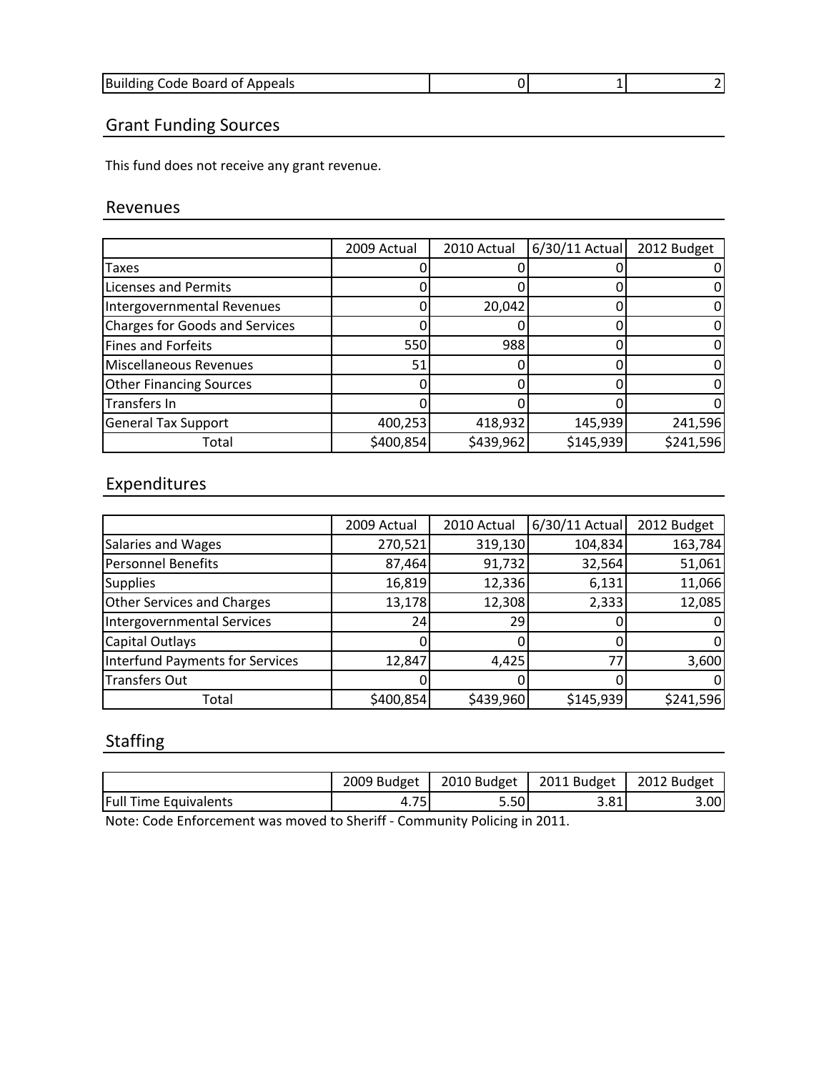| | | | |
|---|---|---|---|
| Building Code Board of Appeals | 0 | 1 | 2 |

## Grant Funding Sources

This fund does not receive any grant revenue.

## Revenues

| | 2009 Actual | 2010 Actual | 6/30/11 Actual | 2012 Budget |
|---|---|---|---|---|
| Taxes | 0 | 0 | 0 | 0 |
| Licenses and Permits | 0 | 0 | 0 | 0 |
| Intergovernmental Revenues | 0 | 20,042 | 0 | 0 |
| Charges for Goods and Services | 0 | 0 | 0 | 0 |
| Fines and Forfeits | 550 | 988 | 0 | 0 |
| Miscellaneous Revenues | 51 | 0 | 0 | 0 |
| Other Financing Sources | 0 | 0 | 0 | 0 |
| Transfers In | 0 | 0 | 0 | 0 |
| General Tax Support | 400,253 | 418,932 | 145,939 | 241,596 |
| Total | $400,854 | $439,962 | $145,939 | $241,596 |

## Expenditures

| | 2009 Actual | 2010 Actual | 6/30/11 Actual | 2012 Budget |
|---|---|---|---|---|
| Salaries and Wages | 270,521 | 319,130 | 104,834 | 163,784 |
| Personnel Benefits | 87,464 | 91,732 | 32,564 | 51,061 |
| Supplies | 16,819 | 12,336 | 6,131 | 11,066 |
| Other Services and Charges | 13,178 | 12,308 | 2,333 | 12,085 |
| Intergovernmental Services | 24 | 29 | 0 | 0 |
| Capital Outlays | 0 | 0 | 0 | 0 |
| Interfund Payments for Services | 12,847 | 4,425 | 77 | 3,600 |
| Transfers Out | 0 | 0 | 0 | 0 |
| Total | $400,854 | $439,960 | $145,939 | $241,596 |

## Staffing

| | 2009 Budget | 2010 Budget | 2011 Budget | 2012 Budget |
|---|---|---|---|---|
| Full Time Equivalents | 4.75 | 5.50 | 3.81 | 3.00 |

Note: Code Enforcement was moved to Sheriff - Community Policing in 2011.